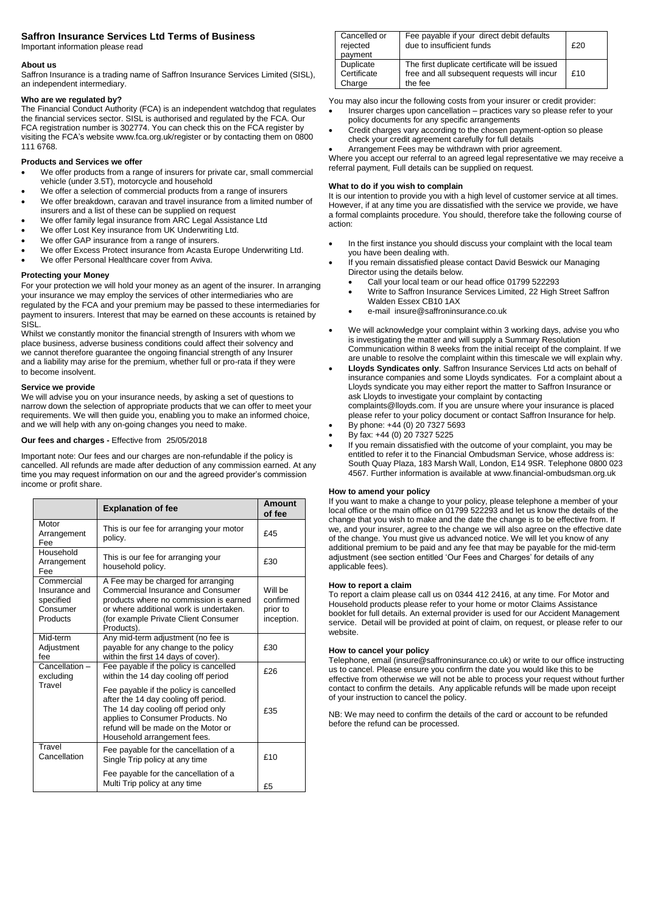# Saffron Insurance Services Ltd Terms of Business

Important information please read

### About us

Saffron Insurance is a trading name of Saffron Insurance Services Limited (SISL), an independent intermediary.

### Who are we regulated by?

The Financial Conduct Authority (FCA) is an independent watchdog that regulates the financial services sector. SISL is authorised and regulated by the FCA. Our FCA registration number is 302774. You can check this on the FCA register by visiting the FCA's website www.fca.org.uk/register or by contacting them on 0800 111 6768.

### Products and Services we offer

- We offer products from a range of insurers for private car, small commercial vehicle (under 3.5T), motorcycle and household
- We offer a selection of commercial products from a range of insurers
- We offer breakdown, caravan and travel insurance from a limited number of insurers and a list of these can be supplied on request
- We offer family legal insurance from ARC Legal Assistance Ltd
- We offer Lost Key insurance from UK Underwriting Ltd.
- We offer GAP insurance from a range of insurers.
- We offer Excess Protect insurance from Acasta Europe Underwriting Ltd.
- We offer Personal Healthcare cover from Aviva.

### Protecting your Money

For your protection we will hold your money as an agent of the insurer. In arranging your insurance we may employ the services of other intermediaries who are regulated by the FCA and your premium may be passed to these intermediaries for payment to insurers. Interest that may be earned on these accounts is retained by SISL.

Whilst we constantly monitor the financial strength of Insurers with whom we place business, adverse business conditions could affect their solvency and we cannot therefore guarantee the ongoing financial strength of any Insurer and a liability may arise for the premium, whether full or pro-rata if they were to become insolvent.

### Service we provide

We will advise you on your insurance needs, by asking a set of questions to narrow down the selection of appropriate products that we can offer to meet your requirements. We will then guide you, enabling you to make an informed choice, and we will help with any on-going changes you need to make.

### Our fees and charges - Effective from 25/05/2018

Important note: Our fees and our charges are non-refundable if the policy is cancelled. All refunds are made after deduction of any commission earned. At any time you may request information on our and the agreed provider's commission income or profit share.

| | Explanation of fee | Amount of fee |
|---|---|---|
| Motor Arrangement Fee | This is our fee for arranging your motor policy. | £45 |
| Household Arrangement Fee | This is our fee for arranging your household policy. | £30 |
| Commercial Insurance and specified Consumer Products | A Fee may be charged for arranging Commercial Insurance and Consumer products where no commission is earned or where additional work is undertaken. (for example Private Client Consumer Products). | Will be confirmed prior to inception. |
| Mid-term Adjustment fee | Any mid-term adjustment (no fee is payable for any change to the policy within the first 14 days of cover). | £30 |
| Cancellation – excluding Travel | Fee payable if the policy is cancelled within the 14 day cooling off period | £26 |
| | Fee payable if the policy is cancelled after the 14 day cooling off period. The 14 day cooling off period only applies to Consumer Products. No refund will be made on the Motor or Household arrangement fees. | £35 |
| Travel Cancellation | Fee payable for the cancellation of a Single Trip policy at any time | £10 |
| | Fee payable for the cancellation of a Multi Trip policy at any time | £5 |
| Cancelled or rejected payment | Fee payable if your direct debit defaults due to insufficient funds | £20 |
| Duplicate Certificate Charge | The first duplicate certificate will be issued free and all subsequent requests will incur the fee | £10 |

You may also incur the following costs from your insurer or credit provider:

- Insurer charges upon cancellation – practices vary so please refer to your policy documents for any specific arrangements
- Credit charges vary according to the chosen payment-option so please check your credit agreement carefully for full details
- Arrangement Fees may be withdrawn with prior agreement.

Where you accept our referral to an agreed legal representative we may receive a referral payment, Full details can be supplied on request.

### What to do if you wish to complain

It is our intention to provide you with a high level of customer service at all times. However, if at any time you are dissatisfied with the service we provide, we have a formal complaints procedure. You should, therefore take the following course of action:

- In the first instance you should discuss your complaint with the local team you have been dealing with.
- If you remain dissatisfied please contact David Beswick our Managing Director using the details below.
  - Call your local team or our head office 01799 522293
  - Write to Saffron Insurance Services Limited, 22 High Street Saffron Walden Essex CB10 1AX
  - e-mail insure@saffroninsurance.co.uk
- We will acknowledge your complaint within 3 working days, advise you who is investigating the matter and will supply a Summary Resolution Communication within 8 weeks from the initial receipt of the complaint. If we are unable to resolve the complaint within this timescale we will explain why.
- **Lloyds Syndicates only**. Saffron Insurance Services Ltd acts on behalf of insurance companies and some Lloyds syndicates. For a complaint about a Lloyds syndicate you may either report the matter to Saffron Insurance or ask Lloyds to investigate your complaint by contacting complaints@lloyds.com. If you are unsure where your insurance is placed please refer to your policy document or contact Saffron Insurance for help.
- By phone: +44 (0) 20 7327 5693
- By fax: +44 (0) 20 7327 5225
- If you remain dissatisfied with the outcome of your complaint, you may be entitled to refer it to the Financial Ombudsman Service, whose address is: South Quay Plaza, 183 Marsh Wall, London, E14 9SR. Telephone 0800 023 4567. Further information is available at www.financial-ombudsman.org.uk

### How to amend your policy

If you want to make a change to your policy, please telephone a member of your local office or the main office on 01799 522293 and let us know the details of the change that you wish to make and the date the change is to be effective from. If we, and your insurer, agree to the change we will also agree on the effective date of the change. You must give us advanced notice. We will let you know of any additional premium to be paid and any fee that may be payable for the mid-term adjustment (see section entitled 'Our Fees and Charges' for details of any applicable fees).

### How to report a claim

To report a claim please call us on 0344 412 2416, at any time. For Motor and Household products please refer to your home or motor Claims Assistance booklet for full details. An external provider is used for our Accident Management service. Detail will be provided at point of claim, on request, or please refer to our website.

### How to cancel your policy

Telephone, email (insure@saffroninsurance.co.uk) or write to our office instructing us to cancel. Please ensure you confirm the date you would like this to be effective from otherwise we will not be able to process your request without further contact to confirm the details. Any applicable refunds will be made upon receipt of your instruction to cancel the policy.

NB: We may need to confirm the details of the card or account to be refunded before the refund can be processed.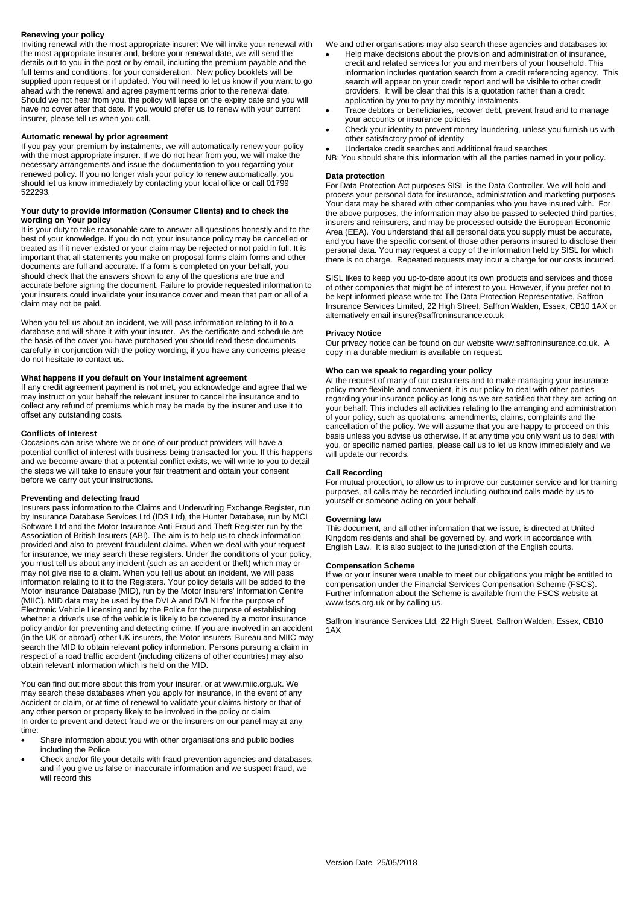**Renewing your policy**

Inviting renewal with the most appropriate insurer: We will invite your renewal with the most appropriate insurer and, before your renewal date, we will send the details out to you in the post or by email, including the premium payable and the full terms and conditions, for your consideration. New policy booklets will be supplied upon request or if updated. You will need to let us know if you want to go ahead with the renewal and agree payment terms prior to the renewal date. Should we not hear from you, the policy will lapse on the expiry date and you will have no cover after that date. If you would prefer us to renew with your current insurer, please tell us when you call.

**Automatic renewal by prior agreement**

If you pay your premium by instalments, we will automatically renew your policy with the most appropriate insurer. If we do not hear from you, we will make the necessary arrangements and issue the documentation to you regarding your renewed policy. If you no longer wish your policy to renew automatically, you should let us know immediately by contacting your local office or call 01799 522293.

**Your duty to provide information (Consumer Clients) and to check the wording on Your policy**

It is your duty to take reasonable care to answer all questions honestly and to the best of your knowledge. If you do not, your insurance policy may be cancelled or treated as if it never existed or your claim may be rejected or not paid in full. It is important that all statements you make on proposal forms claim forms and other documents are full and accurate. If a form is completed on your behalf, you should check that the answers shown to any of the questions are true and accurate before signing the document. Failure to provide requested information to your insurers could invalidate your insurance cover and mean that part or all of a claim may not be paid.

When you tell us about an incident, we will pass information relating to it to a database and will share it with your insurer. As the certificate and schedule are the basis of the cover you have purchased you should read these documents carefully in conjunction with the policy wording, if you have any concerns please do not hesitate to contact us.

**What happens if you default on Your instalment agreement**

If any credit agreement payment is not met, you acknowledge and agree that we may instruct on your behalf the relevant insurer to cancel the insurance and to collect any refund of premiums which may be made by the insurer and use it to offset any outstanding costs.

**Conflicts of Interest**

Occasions can arise where we or one of our product providers will have a potential conflict of interest with business being transacted for you. If this happens and we become aware that a potential conflict exists, we will write to you to detail the steps we will take to ensure your fair treatment and obtain your consent before we carry out your instructions.

**Preventing and detecting fraud**

Insurers pass information to the Claims and Underwriting Exchange Register, run by Insurance Database Services Ltd (IDS Ltd), the Hunter Database, run by MCL Software Ltd and the Motor Insurance Anti-Fraud and Theft Register run by the Association of British Insurers (ABI). The aim is to help us to check information provided and also to prevent fraudulent claims. When we deal with your request for insurance, we may search these registers. Under the conditions of your policy, you must tell us about any incident (such as an accident or theft) which may or may not give rise to a claim. When you tell us about an incident, we will pass information relating to it to the Registers. Your policy details will be added to the Motor Insurance Database (MID), run by the Motor Insurers' Information Centre (MIIC). MID data may be used by the DVLA and DVLNI for the purpose of Electronic Vehicle Licensing and by the Police for the purpose of establishing whether a driver's use of the vehicle is likely to be covered by a motor insurance policy and/or for preventing and detecting crime. If you are involved in an accident (in the UK or abroad) other UK insurers, the Motor Insurers' Bureau and MIIC may search the MID to obtain relevant policy information. Persons pursuing a claim in respect of a road traffic accident (including citizens of other countries) may also obtain relevant information which is held on the MID.

You can find out more about this from your insurer, or at www.miic.org.uk. We may search these databases when you apply for insurance, in the event of any accident or claim, or at time of renewal to validate your claims history or that of any other person or property likely to be involved in the policy or claim.
In order to prevent and detect fraud we or the insurers on our panel may at any time:

- Share information about you with other organisations and public bodies including the Police
- Check and/or file your details with fraud prevention agencies and databases, and if you give us false or inaccurate information and we suspect fraud, we will record this

We and other organisations may also search these agencies and databases to:

- Help make decisions about the provision and administration of insurance, credit and related services for you and members of your household. This information includes quotation search from a credit referencing agency. This search will appear on your credit report and will be visible to other credit providers. It will be clear that this is a quotation rather than a credit application by you to pay by monthly instalments.
- Trace debtors or beneficiaries, recover debt, prevent fraud and to manage your accounts or insurance policies
- Check your identity to prevent money laundering, unless you furnish us with other satisfactory proof of identity
- Undertake credit searches and additional fraud searches

NB: You should share this information with all the parties named in your policy.

**Data protection**

For Data Protection Act purposes SISL is the Data Controller. We will hold and process your personal data for insurance, administration and marketing purposes. Your data may be shared with other companies who you have insured with. For the above purposes, the information may also be passed to selected third parties, insurers and reinsurers, and may be processed outside the European Economic Area (EEA). You understand that all personal data you supply must be accurate, and you have the specific consent of those other persons insured to disclose their personal data. You may request a copy of the information held by SISL for which there is no charge. Repeated requests may incur a charge for our costs incurred.

SISL likes to keep you up-to-date about its own products and services and those of other companies that might be of interest to you. However, if you prefer not to be kept informed please write to: The Data Protection Representative, Saffron Insurance Services Limited, 22 High Street, Saffron Walden, Essex, CB10 1AX or alternatively email insure@saffroninsurance.co.uk

**Privacy Notice**

Our privacy notice can be found on our website www.saffroninsurance.co.uk. A copy in a durable medium is available on request.

**Who can we speak to regarding your policy**

At the request of many of our customers and to make managing your insurance policy more flexible and convenient, it is our policy to deal with other parties regarding your insurance policy as long as we are satisfied that they are acting on your behalf. This includes all activities relating to the arranging and administration of your policy, such as quotations, amendments, claims, complaints and the cancellation of the policy. We will assume that you are happy to proceed on this basis unless you advise us otherwise. If at any time you only want us to deal with you, or specific named parties, please call us to let us know immediately and we will update our records.

**Call Recording**

For mutual protection, to allow us to improve our customer service and for training purposes, all calls may be recorded including outbound calls made by us to yourself or someone acting on your behalf.

**Governing law**

This document, and all other information that we issue, is directed at United Kingdom residents and shall be governed by, and work in accordance with, English Law. It is also subject to the jurisdiction of the English courts.

**Compensation Scheme**

If we or your insurer were unable to meet our obligations you might be entitled to compensation under the Financial Services Compensation Scheme (FSCS). Further information about the Scheme is available from the FSCS website at www.fscs.org.uk or by calling us.

Saffron Insurance Services Ltd, 22 High Street, Saffron Walden, Essex, CB10 1AX

Version Date 25/05/2018